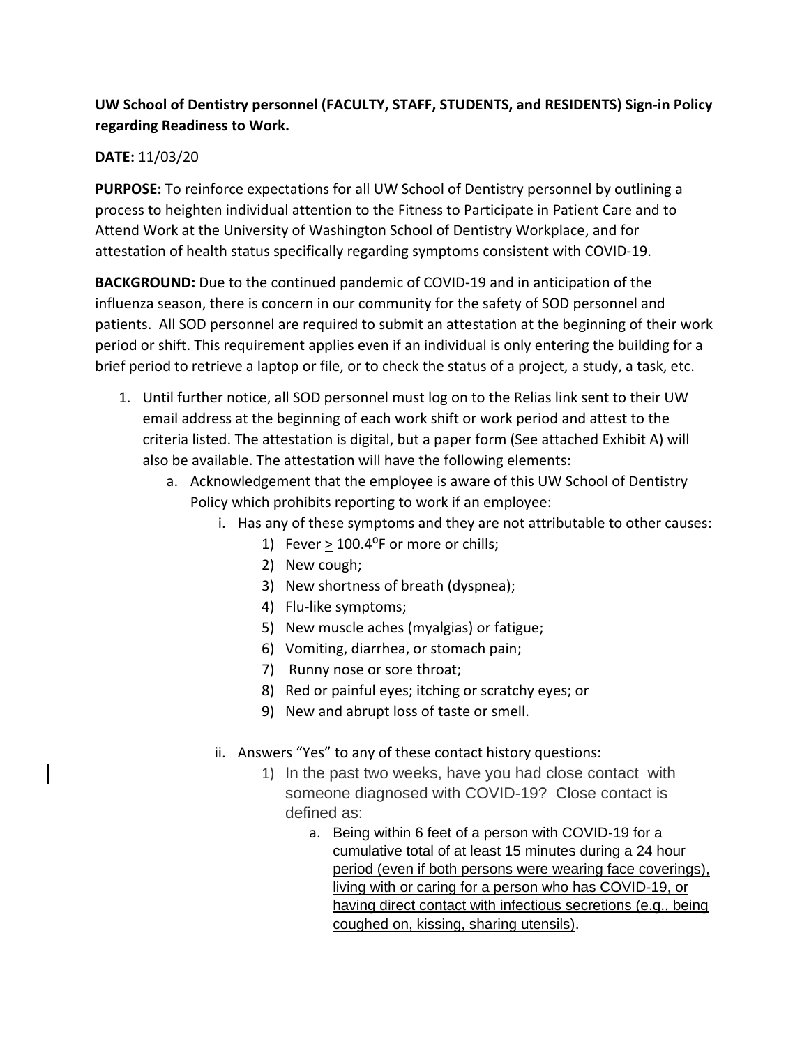**UW School of Dentistry personnel (FACULTY, STAFF, STUDENTS, and RESIDENTS) Sign-in Policy regarding Readiness to Work.**

**DATE:** 11/03/20

**PURPOSE:** To reinforce expectations for all UW School of Dentistry personnel by outlining a process to heighten individual attention to the Fitness to Participate in Patient Care and to Attend Work at the University of Washington School of Dentistry Workplace, and for attestation of health status specifically regarding symptoms consistent with COVID-19.

**BACKGROUND:** Due to the continued pandemic of COVID-19 and in anticipation of the influenza season, there is concern in our community for the safety of SOD personnel and patients. All SOD personnel are required to submit an attestation at the beginning of their work period or shift. This requirement applies even if an individual is only entering the building for a brief period to retrieve a laptop or file, or to check the status of a project, a study, a task, etc.

1. Until further notice, all SOD personnel must log on to the Relias link sent to their UW email address at the beginning of each work shift or work period and attest to the criteria listed. The attestation is digital, but a paper form (See attached Exhibit A) will also be available. The attestation will have the following elements:
   a. Acknowledgement that the employee is aware of this UW School of Dentistry Policy which prohibits reporting to work if an employee:
      i. Has any of these symptoms and they are not attributable to other causes:
         1) Fever ≥ 100.4°F or more or chills;
         2) New cough;
         3) New shortness of breath (dyspnea);
         4) Flu-like symptoms;
         5) New muscle aches (myalgias) or fatigue;
         6) Vomiting, diarrhea, or stomach pain;
         7) Runny nose or sore throat;
         8) Red or painful eyes; itching or scratchy eyes; or
         9) New and abrupt loss of taste or smell.

      ii. Answers "Yes" to any of these contact history questions:
         1) In the past two weeks, have you had close contact with someone diagnosed with COVID-19? Close contact is defined as:
            a. Being within 6 feet of a person with COVID-19 for a cumulative total of at least 15 minutes during a 24 hour period (even if both persons were wearing face coverings), living with or caring for a person who has COVID-19, or having direct contact with infectious secretions (e.g., being coughed on, kissing, sharing utensils).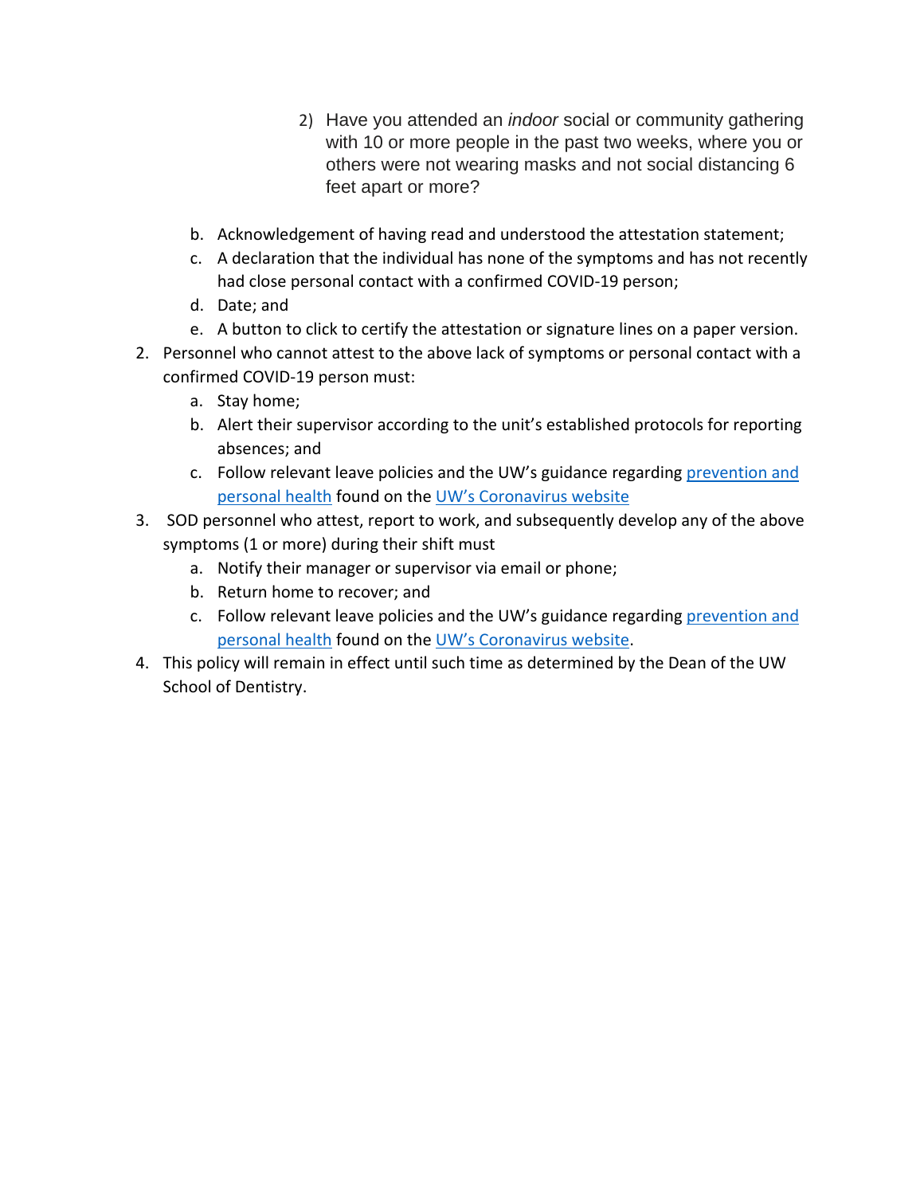2) Have you attended an *indoor* social or community gathering with 10 or more people in the past two weeks, where you or others were not wearing masks and not social distancing 6 feet apart or more?

   b. Acknowledgement of having read and understood the attestation statement;
   c. A declaration that the individual has none of the symptoms and has not recently had close personal contact with a confirmed COVID-19 person;
   d. Date; and
   e. A button to click to certify the attestation or signature lines on a paper version.

2. Personnel who cannot attest to the above lack of symptoms or personal contact with a confirmed COVID-19 person must:
   a. Stay home;
   b. Alert their supervisor according to the unit's established protocols for reporting absences; and
   c. Follow relevant leave policies and the UW's guidance regarding prevention and personal health found on the UW's Coronavirus website
3. SOD personnel who attest, report to work, and subsequently develop any of the above symptoms (1 or more) during their shift must
   a. Notify their manager or supervisor via email or phone;
   b. Return home to recover; and
   c. Follow relevant leave policies and the UW's guidance regarding prevention and personal health found on the UW's Coronavirus website.
4. This policy will remain in effect until such time as determined by the Dean of the UW School of Dentistry.